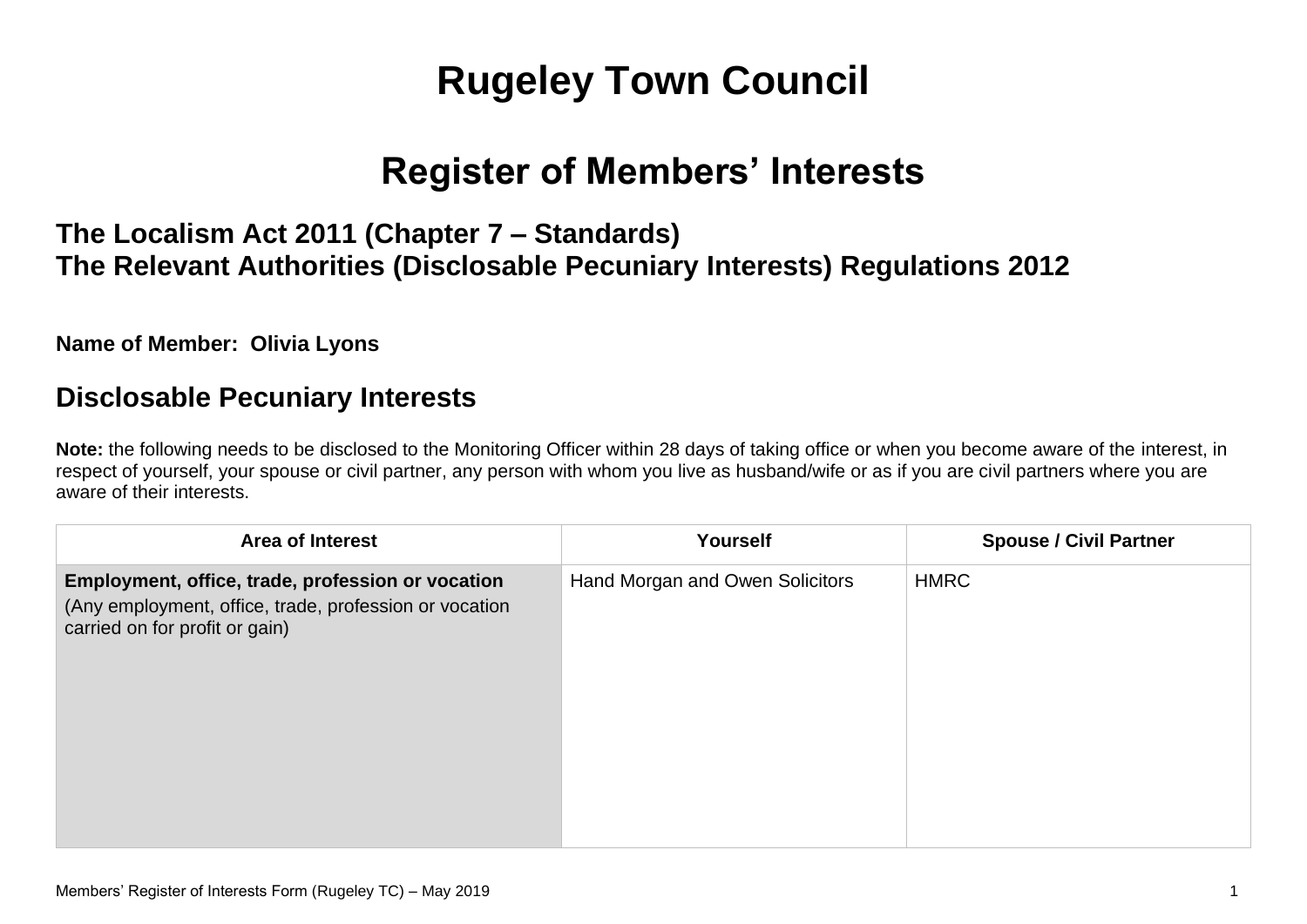# Rugeley Town Council

# Register of Members' Interests

### The Localism Act 2011 (Chapter 7 – Standards)
### The Relevant Authorities (Disclosable Pecuniary Interests) Regulations 2012

**Name of Member: Olivia Lyons**

## Disclosable Pecuniary Interests

**Note:** the following needs to be disclosed to the Monitoring Officer within 28 days of taking office or when you become aware of the interest, in respect of yourself, your spouse or civil partner, any person with whom you live as husband/wife or as if you are civil partners where you are aware of their interests.

| Area of Interest | Yourself | Spouse / Civil Partner |
|---|---|---|
| **Employment, office, trade, profession or vocation** (Any employment, office, trade, profession or vocation carried on for profit or gain) | Hand Morgan and Owen Solicitors | HMRC |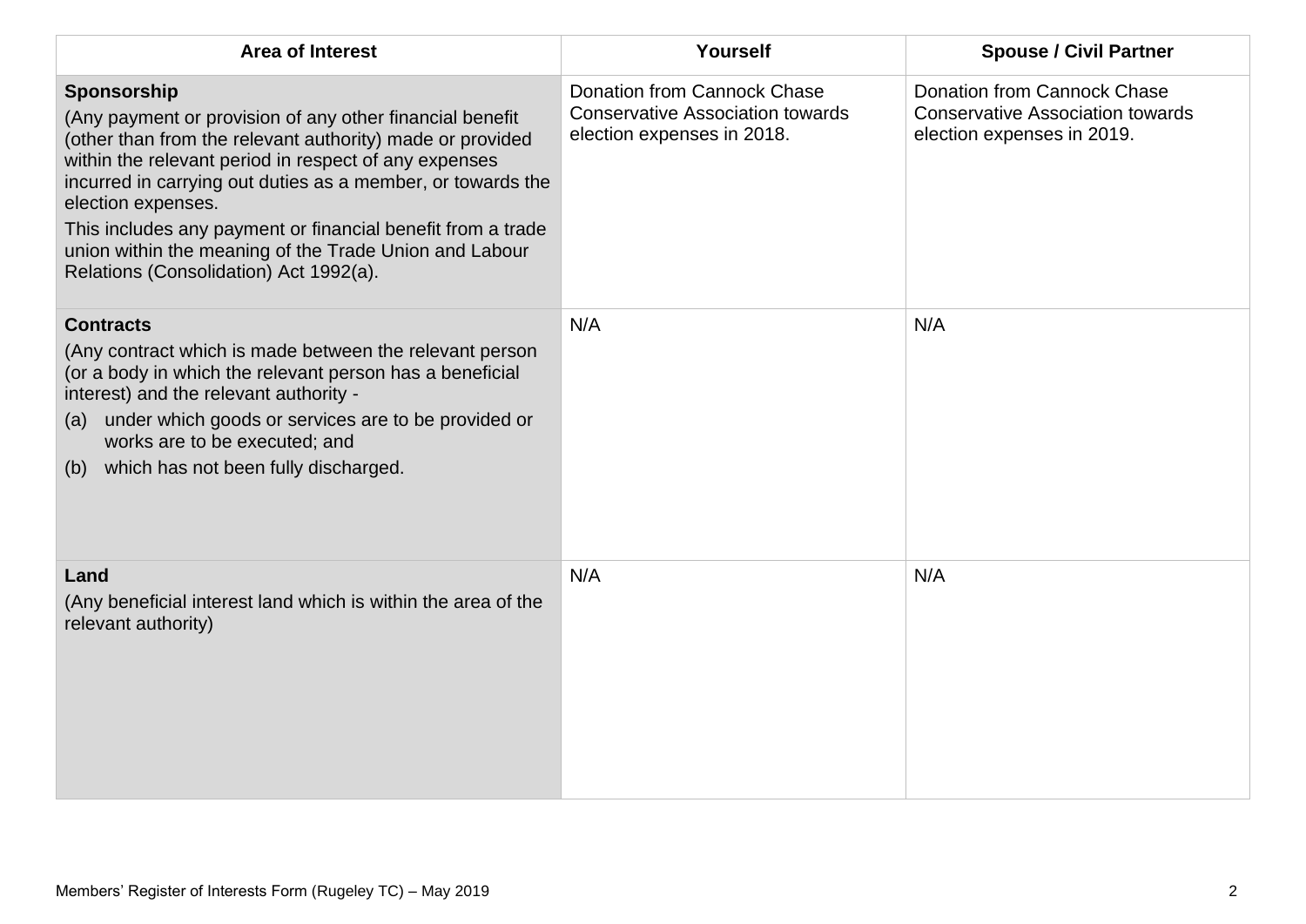| Area of Interest | Yourself | Spouse / Civil Partner |
|---|---|---|
| **Sponsorship**<br>(Any payment or provision of any other financial benefit (other than from the relevant authority) made or provided within the relevant period in respect of any expenses incurred in carrying out duties as a member, or towards the election expenses.<br>This includes any payment or financial benefit from a trade union within the meaning of the Trade Union and Labour Relations (Consolidation) Act 1992(a). | Donation from Cannock Chase Conservative Association towards election expenses in 2018. | Donation from Cannock Chase Conservative Association towards election expenses in 2019. |
| **Contracts**<br>(Any contract which is made between the relevant person (or a body in which the relevant person has a beneficial interest) and the relevant authority -<br>(a) under which goods or services are to be provided or works are to be executed; and<br>(b) which has not been fully discharged. | N/A | N/A |
| **Land**<br>(Any beneficial interest land which is within the area of the relevant authority) | N/A | N/A |

Members' Register of Interests Form (Rugeley TC) – May 2019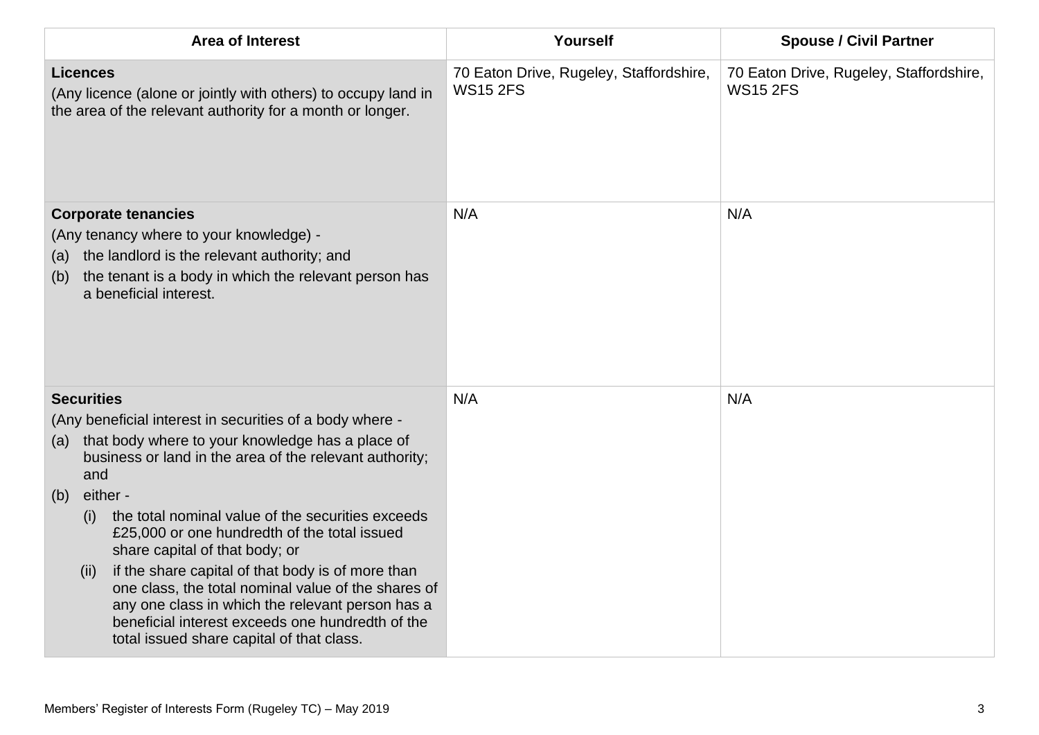| Area of Interest | Yourself | Spouse / Civil Partner |
|---|---|---|
| **Licences**<br>(Any licence (alone or jointly with others) to occupy land in the area of the relevant authority for a month or longer. | 70 Eaton Drive, Rugeley, Staffordshire, WS15 2FS | 70 Eaton Drive, Rugeley, Staffordshire, WS15 2FS |
| **Corporate tenancies**<br>(Any tenancy where to your knowledge) -<br>(a) the landlord is the relevant authority; and<br>(b) the tenant is a body in which the relevant person has a beneficial interest. | N/A | N/A |
| **Securities**<br>(Any beneficial interest in securities of a body where -<br>(a) that body where to your knowledge has a place of business or land in the area of the relevant authority; and<br>(b) either -<br>(i) the total nominal value of the securities exceeds £25,000 or one hundredth of the total issued share capital of that body; or<br>(ii) if the share capital of that body is of more than one class, the total nominal value of the shares of any one class in which the relevant person has a beneficial interest exceeds one hundredth of the total issued share capital of that class. | N/A | N/A |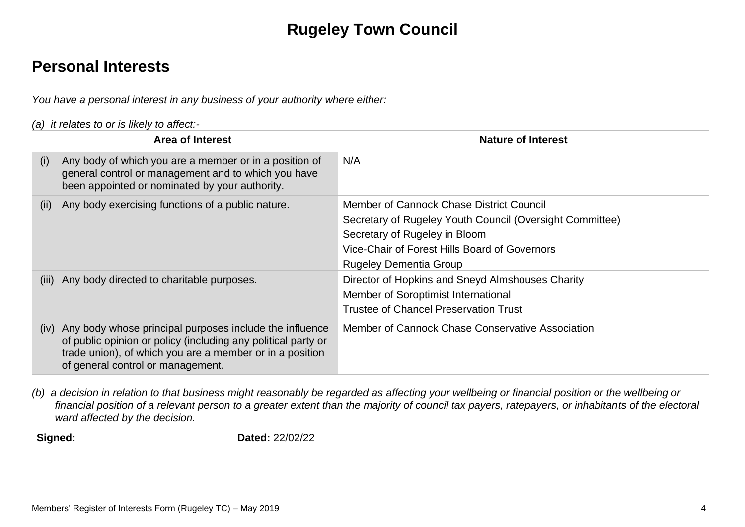# Rugeley Town Council

## Personal Interests

*You have a personal interest in any business of your authority where either:*

*(a) it relates to or is likely to affect:-*

| Area of Interest | Nature of Interest |
|---|---|
| (i) Any body of which you are a member or in a position of general control or management and to which you have been appointed or nominated by your authority. | N/A |
| (ii) Any body exercising functions of a public nature. | Member of Cannock Chase District Council<br>Secretary of Rugeley Youth Council (Oversight Committee)<br>Secretary of Rugeley in Bloom<br>Vice-Chair of Forest Hills Board of Governors<br>Rugeley Dementia Group |
| (iii) Any body directed to charitable purposes. | Director of Hopkins and Sneyd Almshouses Charity<br>Member of Soroptimist International<br>Trustee of Chancel Preservation Trust |
| (iv) Any body whose principal purposes include the influence of public opinion or policy (including any political party or trade union), of which you are a member or in a position of general control or management. | Member of Cannock Chase Conservative Association |

*(b) a decision in relation to that business might reasonably be regarded as affecting your wellbeing or financial position or the wellbeing or financial position of a relevant person to a greater extent than the majority of council tax payers, ratepayers, or inhabitants of the electoral ward affected by the decision.*

**Signed:** **Dated:** 22/02/22

Members' Register of Interests Form (Rugeley TC) – May 2019